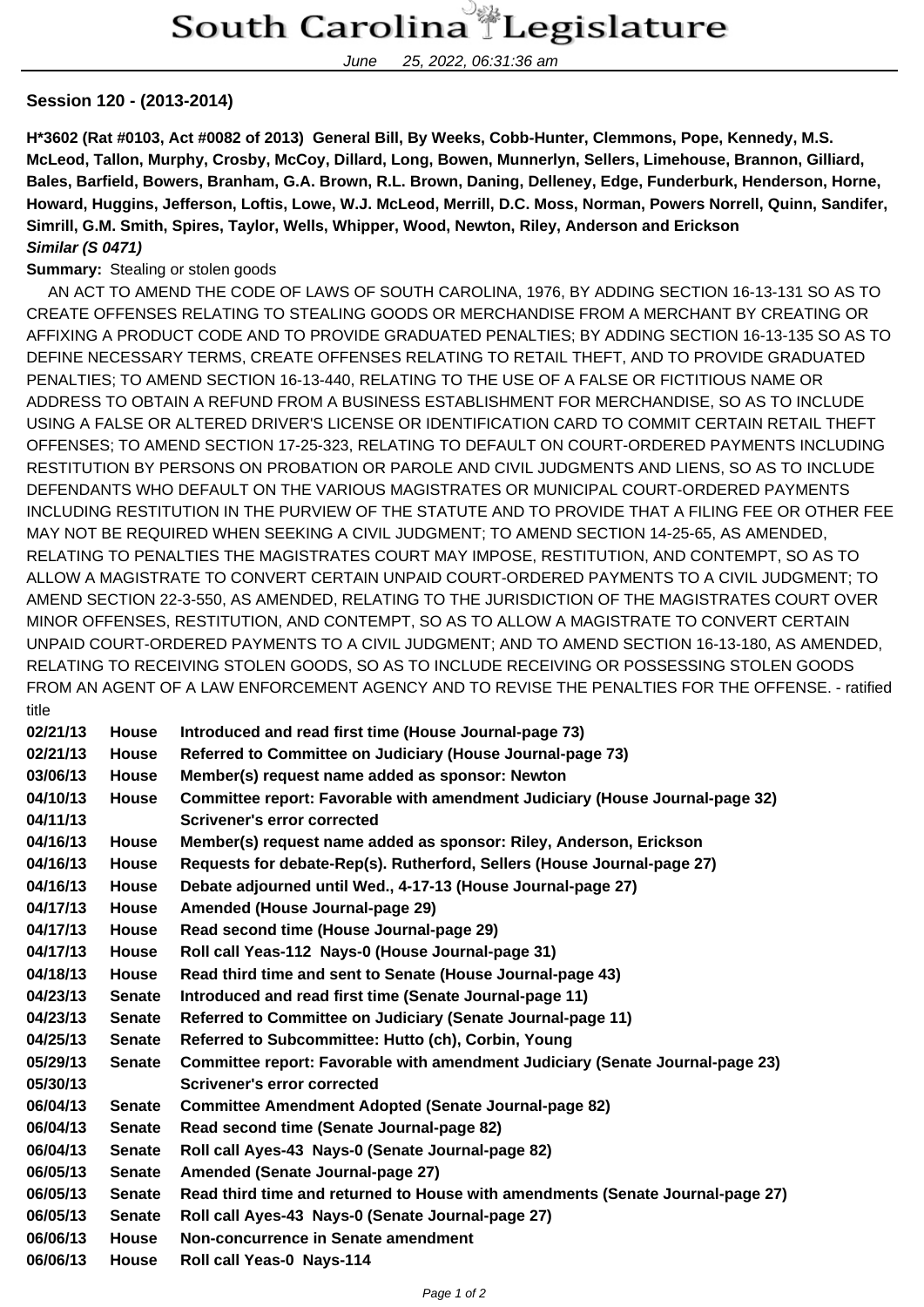# South Carolina Legislature

June 25, 2022, 06:31:36 am

**Session 120 - (2013-2014)**

**H*3602 (Rat #0103, Act #0082 of 2013) General Bill, By Weeks, Cobb-Hunter, Clemmons, Pope, Kennedy, M.S. McLeod, Tallon, Murphy, Crosby, McCoy, Dillard, Long, Bowen, Munnerlyn, Sellers, Limehouse, Brannon, Gilliard, Bales, Barfield, Bowers, Branham, G.A. Brown, R.L. Brown, Daning, Delleney, Edge, Funderburk, Henderson, Horne, Howard, Huggins, Jefferson, Loftis, Lowe, W.J. McLeod, Merrill, D.C. Moss, Norman, Powers Norrell, Quinn, Sandifer, Simrill, G.M. Smith, Spires, Taylor, Wells, Whipper, Wood, Newton, Riley, Anderson and Erickson**
***Similar (S 0471)***

**Summary:** Stealing or stolen goods

AN ACT TO AMEND THE CODE OF LAWS OF SOUTH CAROLINA, 1976, BY ADDING SECTION 16-13-131 SO AS TO CREATE OFFENSES RELATING TO STEALING GOODS OR MERCHANDISE FROM A MERCHANT BY CREATING OR AFFIXING A PRODUCT CODE AND TO PROVIDE GRADUATED PENALTIES; BY ADDING SECTION 16-13-135 SO AS TO DEFINE NECESSARY TERMS, CREATE OFFENSES RELATING TO RETAIL THEFT, AND TO PROVIDE GRADUATED PENALTIES; TO AMEND SECTION 16-13-440, RELATING TO THE USE OF A FALSE OR FICTITIOUS NAME OR ADDRESS TO OBTAIN A REFUND FROM A BUSINESS ESTABLISHMENT FOR MERCHANDISE, SO AS TO INCLUDE USING A FALSE OR ALTERED DRIVER'S LICENSE OR IDENTIFICATION CARD TO COMMIT CERTAIN RETAIL THEFT OFFENSES; TO AMEND SECTION 17-25-323, RELATING TO DEFAULT ON COURT-ORDERED PAYMENTS INCLUDING RESTITUTION BY PERSONS ON PROBATION OR PAROLE AND CIVIL JUDGMENTS AND LIENS, SO AS TO INCLUDE DEFENDANTS WHO DEFAULT ON THE VARIOUS MAGISTRATES OR MUNICIPAL COURT-ORDERED PAYMENTS INCLUDING RESTITUTION IN THE PURVIEW OF THE STATUTE AND TO PROVIDE THAT A FILING FEE OR OTHER FEE MAY NOT BE REQUIRED WHEN SEEKING A CIVIL JUDGMENT; TO AMEND SECTION 14-25-65, AS AMENDED, RELATING TO PENALTIES THE MAGISTRATES COURT MAY IMPOSE, RESTITUTION, AND CONTEMPT, SO AS TO ALLOW A MAGISTRATE TO CONVERT CERTAIN UNPAID COURT-ORDERED PAYMENTS TO A CIVIL JUDGMENT; TO AMEND SECTION 22-3-550, AS AMENDED, RELATING TO THE JURISDICTION OF THE MAGISTRATES COURT OVER MINOR OFFENSES, RESTITUTION, AND CONTEMPT, SO AS TO ALLOW A MAGISTRATE TO CONVERT CERTAIN UNPAID COURT-ORDERED PAYMENTS TO A CIVIL JUDGMENT; AND TO AMEND SECTION 16-13-180, AS AMENDED, RELATING TO RECEIVING STOLEN GOODS, SO AS TO INCLUDE RECEIVING OR POSSESSING STOLEN GOODS FROM AN AGENT OF A LAW ENFORCEMENT AGENCY AND TO REVISE THE PENALTIES FOR THE OFFENSE. - ratified title

| | | |
|---|---|---|
| **02/21/13** | **House** | **Introduced and read first time (House Journal-page 73)** |
| **02/21/13** | **House** | **Referred to Committee on Judiciary (House Journal-page 73)** |
| **03/06/13** | **House** | **Member(s) request name added as sponsor: Newton** |
| **04/10/13** | **House** | **Committee report: Favorable with amendment Judiciary (House Journal-page 32)** |
| **04/11/13** | | **Scrivener's error corrected** |
| **04/16/13** | **House** | **Member(s) request name added as sponsor: Riley, Anderson, Erickson** |
| **04/16/13** | **House** | **Requests for debate-Rep(s). Rutherford, Sellers (House Journal-page 27)** |
| **04/16/13** | **House** | **Debate adjourned until Wed., 4-17-13 (House Journal-page 27)** |
| **04/17/13** | **House** | **Amended (House Journal-page 29)** |
| **04/17/13** | **House** | **Read second time (House Journal-page 29)** |
| **04/17/13** | **House** | **Roll call Yeas-112 Nays-0 (House Journal-page 31)** |
| **04/18/13** | **House** | **Read third time and sent to Senate (House Journal-page 43)** |
| **04/23/13** | **Senate** | **Introduced and read first time (Senate Journal-page 11)** |
| **04/23/13** | **Senate** | **Referred to Committee on Judiciary (Senate Journal-page 11)** |
| **04/25/13** | **Senate** | **Referred to Subcommittee: Hutto (ch), Corbin, Young** |
| **05/29/13** | **Senate** | **Committee report: Favorable with amendment Judiciary (Senate Journal-page 23)** |
| **05/30/13** | | **Scrivener's error corrected** |
| **06/04/13** | **Senate** | **Committee Amendment Adopted (Senate Journal-page 82)** |
| **06/04/13** | **Senate** | **Read second time (Senate Journal-page 82)** |
| **06/04/13** | **Senate** | **Roll call Ayes-43 Nays-0 (Senate Journal-page 82)** |
| **06/05/13** | **Senate** | **Amended (Senate Journal-page 27)** |
| **06/05/13** | **Senate** | **Read third time and returned to House with amendments (Senate Journal-page 27)** |
| **06/05/13** | **Senate** | **Roll call Ayes-43 Nays-0 (Senate Journal-page 27)** |
| **06/06/13** | **House** | **Non-concurrence in Senate amendment** |
| **06/06/13** | **House** | **Roll call Yeas-0 Nays-114** |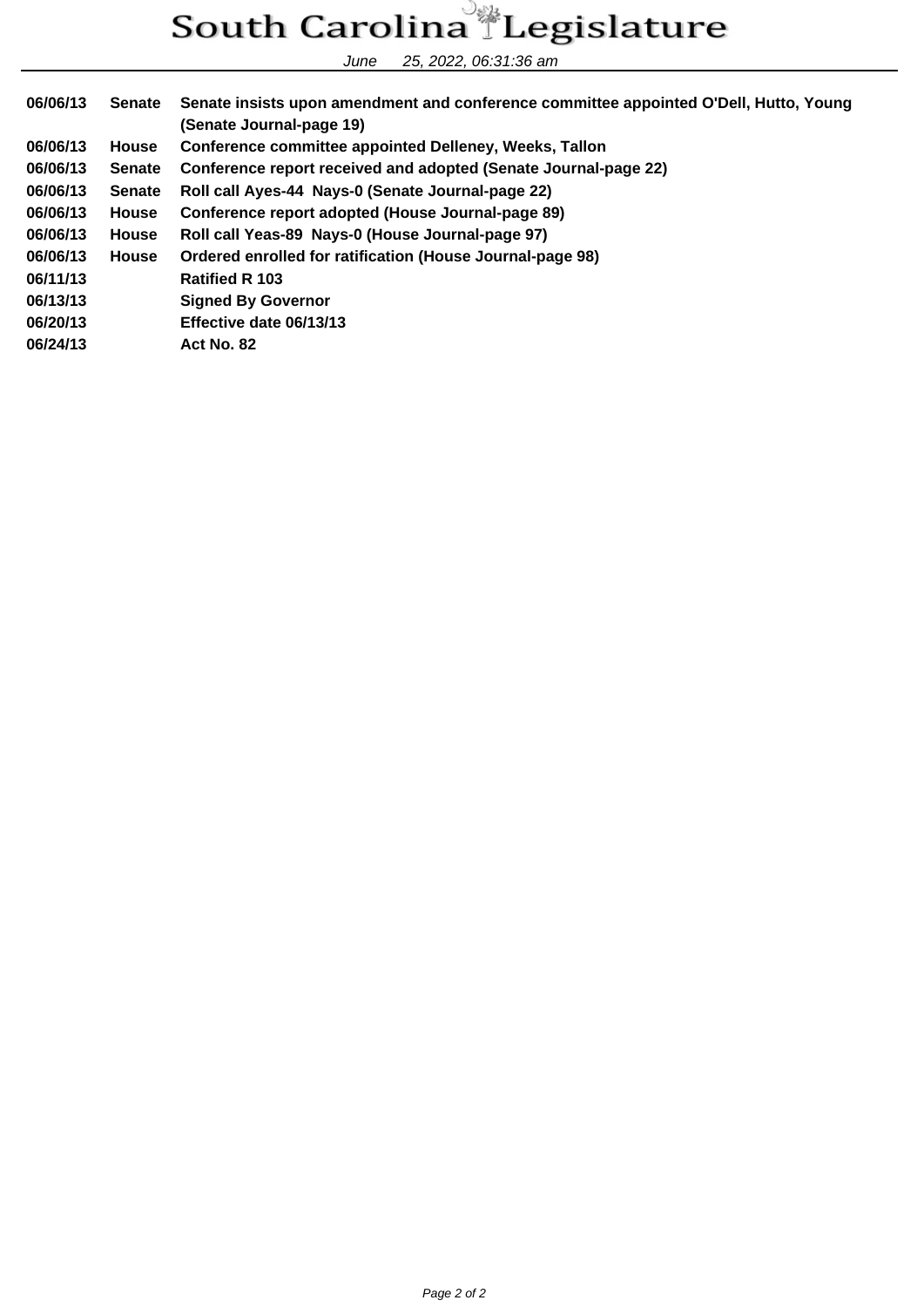| | | |
|---|---|---|
| **06/06/13** | **Senate** | **Senate insists upon amendment and conference committee appointed O'Dell, Hutto, Young (Senate Journal-page 19)** |
| **06/06/13** | **House** | **Conference committee appointed Delleney, Weeks, Tallon** |
| **06/06/13** | **Senate** | **Conference report received and adopted (Senate Journal-page 22)** |
| **06/06/13** | **Senate** | **Roll call Ayes-44 Nays-0 (Senate Journal-page 22)** |
| **06/06/13** | **House** | **Conference report adopted (House Journal-page 89)** |
| **06/06/13** | **House** | **Roll call Yeas-89 Nays-0 (House Journal-page 97)** |
| **06/06/13** | **House** | **Ordered enrolled for ratification (House Journal-page 98)** |
| **06/11/13** | | **Ratified R 103** |
| **06/13/13** | | **Signed By Governor** |
| **06/20/13** | | **Effective date 06/13/13** |
| **06/24/13** | | **Act No. 82** |